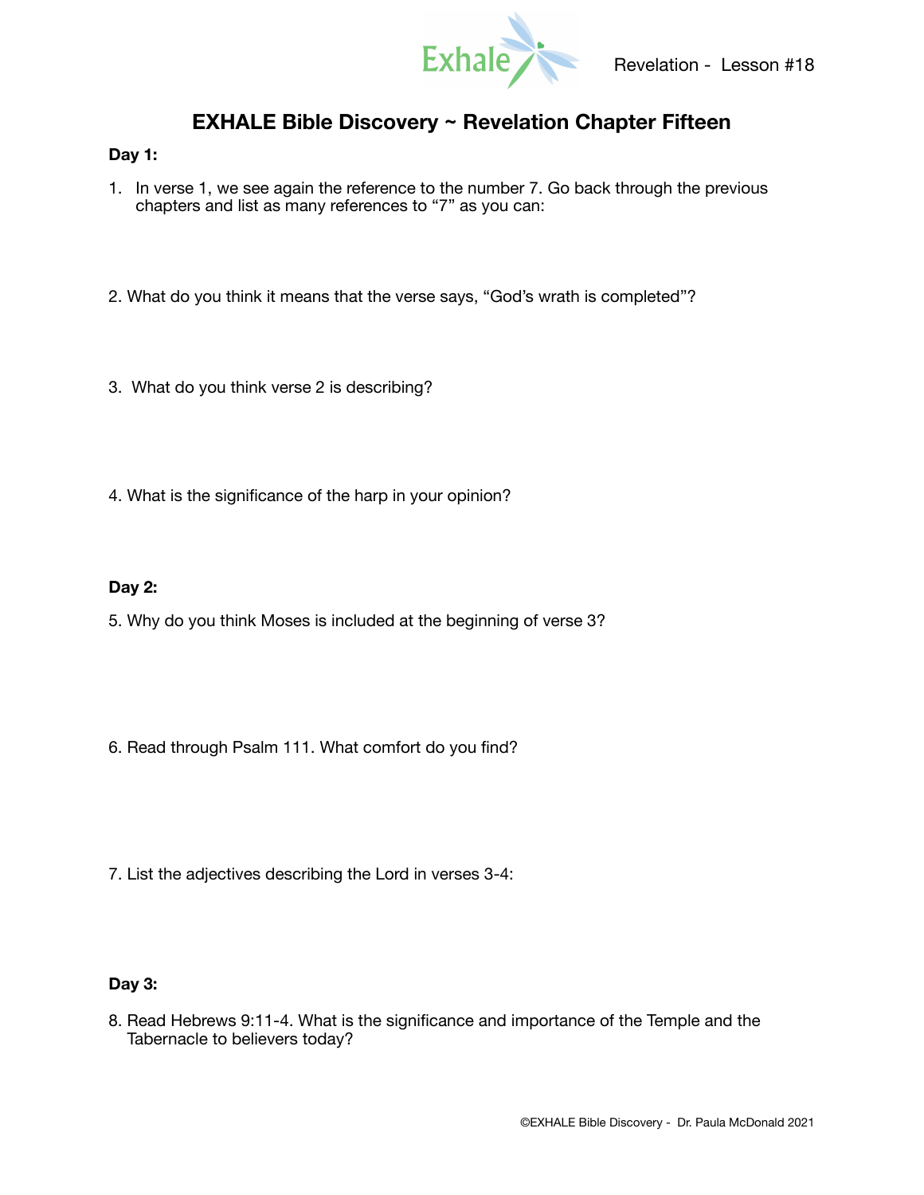# EXHALE Bible Discovery ~ Revelation Chapter Fifteen

**Day 1:**

1. In verse 1, we see again the reference to the number 7. Go back through the previous chapters and list as many references to "7" as you can:

2. What do you think it means that the verse says, "God's wrath is completed"?

3. What do you think verse 2 is describing?

4. What is the significance of the harp in your opinion?

**Day 2:**

5. Why do you think Moses is included at the beginning of verse 3?

6. Read through Psalm 111. What comfort do you find?

7. List the adjectives describing the Lord in verses 3-4:

**Day 3:**

8. Read Hebrews 9:11-4. What is the significance and importance of the Temple and the Tabernacle to believers today?

©EXHALE Bible Discovery - Dr. Paula McDonald 2021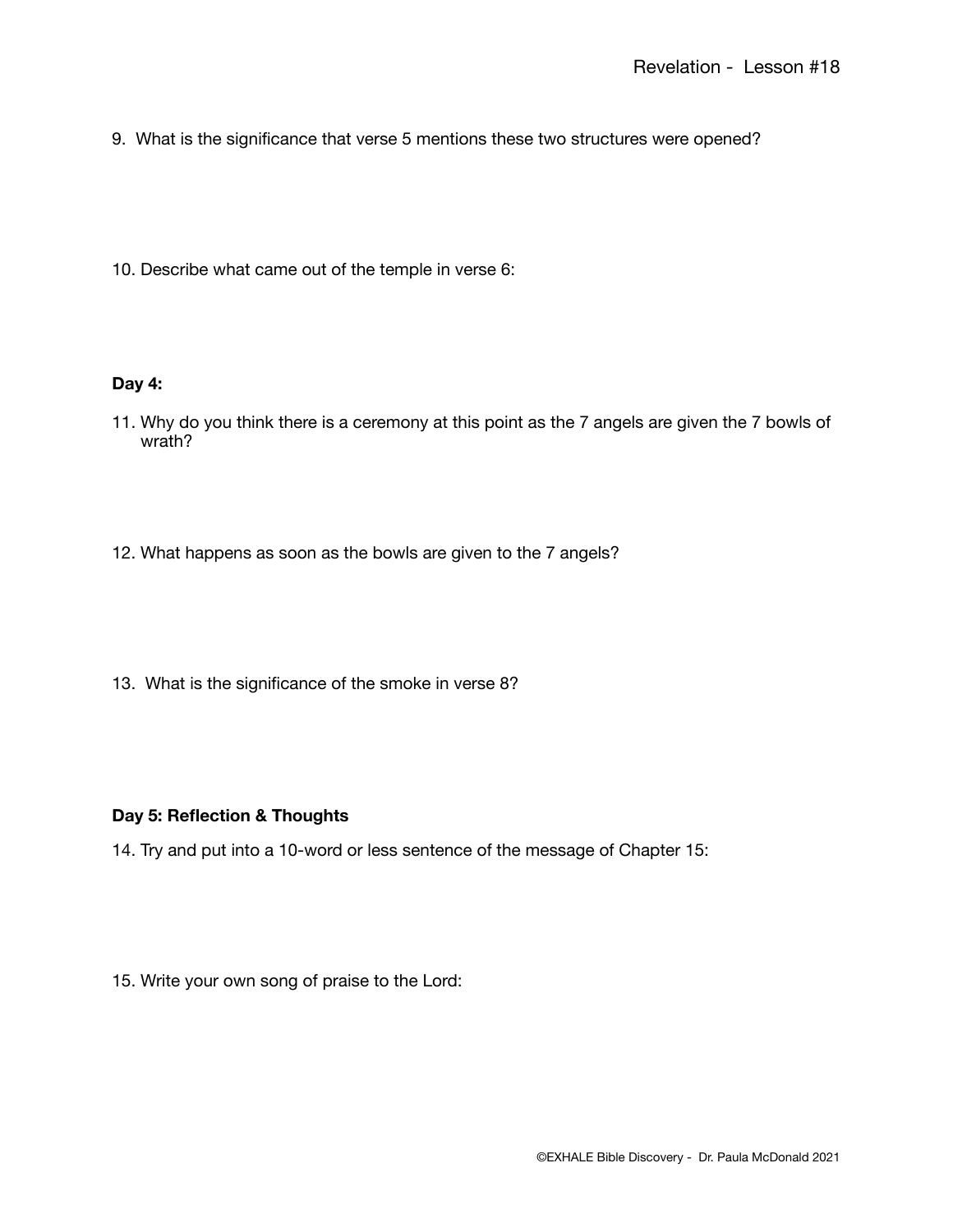9. What is the significance that verse 5 mentions these two structures were opened?

10. Describe what came out of the temple in verse 6:

**Day 4:**

11. Why do you think there is a ceremony at this point as the 7 angels are given the 7 bowls of wrath?

12. What happens as soon as the bowls are given to the 7 angels?

13. What is the significance of the smoke in verse 8?

**Day 5: Reflection & Thoughts**

14. Try and put into a 10-word or less sentence of the message of Chapter 15:

15. Write your own song of praise to the Lord: